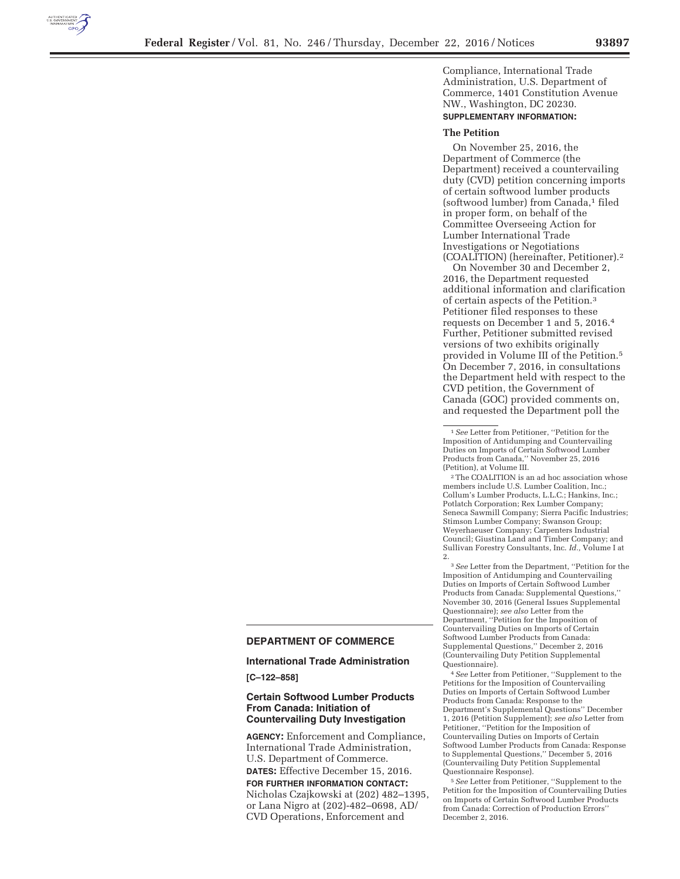## DEPARTMENT OF COMMERCE

### International Trade Administration

**[C–122–858]**

### Certain Softwood Lumber Products From Canada: Initiation of Countervailing Duty Investigation

**AGENCY:** Enforcement and Compliance, International Trade Administration, U.S. Department of Commerce.

**DATES:** Effective December 15, 2016.

**FOR FURTHER INFORMATION CONTACT:** Nicholas Czajkowski at (202) 482–1395, or Lana Nigro at (202)-482–0698, AD/CVD Operations, Enforcement and Compliance, International Trade Administration, U.S. Department of Commerce, 1401 Constitution Avenue NW., Washington, DC 20230.

**SUPPLEMENTARY INFORMATION:**

**The Petition**

On November 25, 2016, the Department of Commerce (the Department) received a countervailing duty (CVD) petition concerning imports of certain softwood lumber products (softwood lumber) from Canada,[1] filed in proper form, on behalf of the Committee Overseeing Action for Lumber International Trade Investigations or Negotiations (COALITION) (hereinafter, Petitioner).[2]

On November 30 and December 2, 2016, the Department requested additional information and clarification of certain aspects of the Petition.[3] Petitioner filed responses to these requests on December 1 and 5, 2016.[4] Further, Petitioner submitted revised versions of two exhibits originally provided in Volume III of the Petition.[5] On December 7, 2016, in consultations the Department held with respect to the CVD petition, the Government of Canada (GOC) provided comments on, and requested the Department poll the

[1] *See* Letter from Petitioner, ''Petition for the Imposition of Antidumping and Countervailing Duties on Imports of Certain Softwood Lumber Products from Canada,'' November 25, 2016 (Petition), at Volume III.

[2] The COALITION is an ad hoc association whose members include U.S. Lumber Coalition, Inc.; Collum's Lumber Products, L.L.C.; Hankins, Inc.; Potlatch Corporation; Rex Lumber Company; Seneca Sawmill Company; Sierra Pacific Industries; Stimson Lumber Company; Swanson Group; Weyerhaeuser Company; Carpenters Industrial Council; Giustina Land and Timber Company; and Sullivan Forestry Consultants, Inc. *Id.,* Volume I at 2.

[3] *See* Letter from the Department, ''Petition for the Imposition of Antidumping and Countervailing Duties on Imports of Certain Softwood Lumber Products from Canada: Supplemental Questions,'' November 30, 2016 (General Issues Supplemental Questionnaire); *see also* Letter from the Department, ''Petition for the Imposition of Countervailing Duties on Imports of Certain Softwood Lumber Products from Canada: Supplemental Questions,'' December 2, 2016 (Countervailing Duty Petition Supplemental Questionnaire).

[4] *See* Letter from Petitioner, ''Supplement to the Petitions for the Imposition of Countervailing Duties on Imports of Certain Softwood Lumber Products from Canada: Response to the Department's Supplemental Questions'' December 1, 2016 (Petition Supplement); *see also* Letter from Petitioner, ''Petition for the Imposition of Countervailing Duties on Imports of Certain Softwood Lumber Products from Canada: Response to Supplemental Questions,'' December 5, 2016 (Countervailing Duty Petition Supplemental Questionnaire Response).

[5] *See* Letter from Petitioner, ''Supplement to the Petition for the Imposition of Countervailing Duties on Imports of Certain Softwood Lumber Products from Canada: Correction of Production Errors'' December 2, 2016.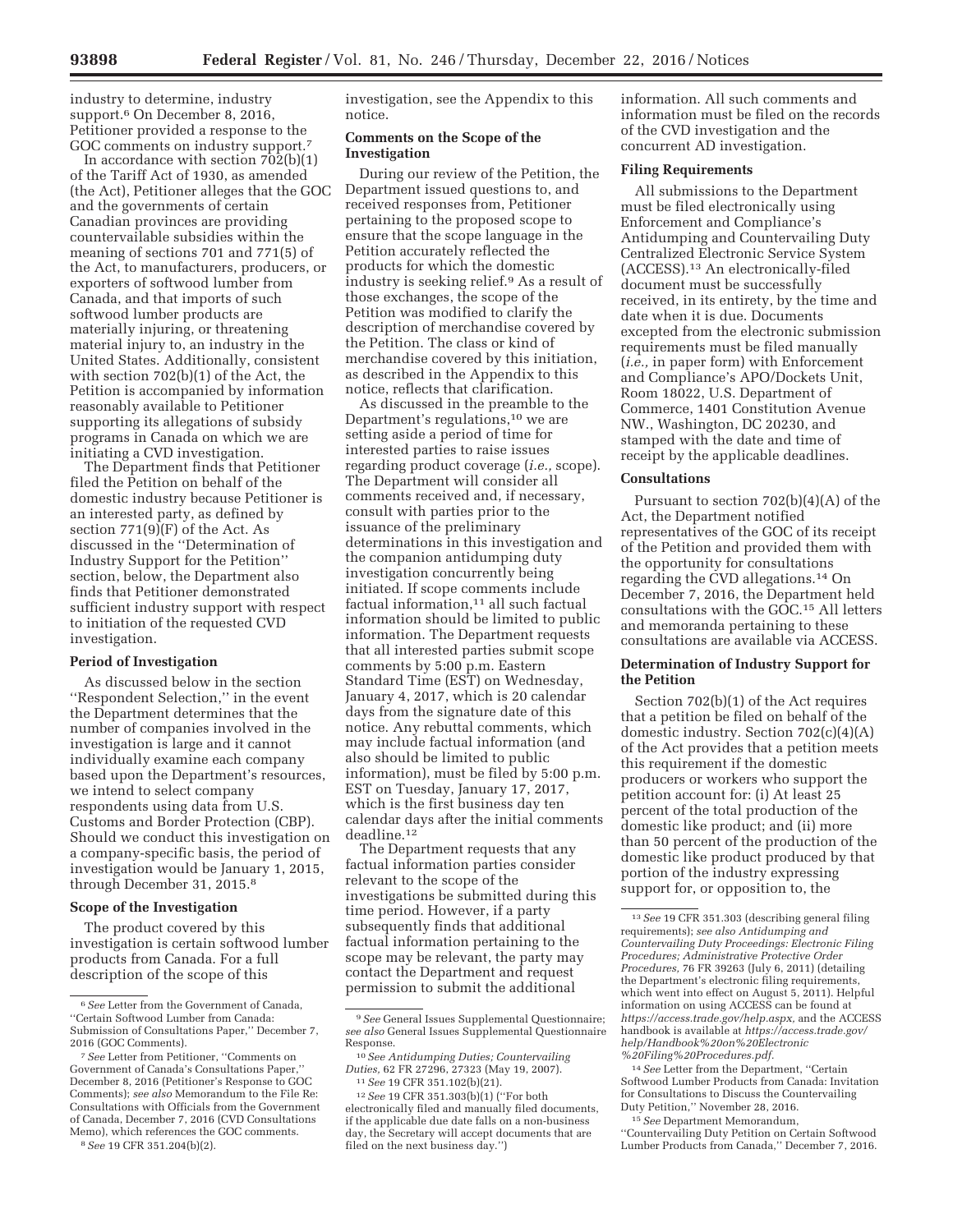industry to determine, industry support.[6] On December 8, 2016, Petitioner provided a response to the GOC comments on industry support.[7]

In accordance with section 702(b)(1) of the Tariff Act of 1930, as amended (the Act), Petitioner alleges that the GOC and the governments of certain Canadian provinces are providing countervailable subsidies within the meaning of sections 701 and 771(5) of the Act, to manufacturers, producers, or exporters of softwood lumber from Canada, and that imports of such softwood lumber products are materially injuring, or threatening material injury to, an industry in the United States. Additionally, consistent with section 702(b)(1) of the Act, the Petition is accompanied by information reasonably available to Petitioner supporting its allegations of subsidy programs in Canada on which we are initiating a CVD investigation.

The Department finds that Petitioner filed the Petition on behalf of the domestic industry because Petitioner is an interested party, as defined by section 771(9)(F) of the Act. As discussed in the "Determination of Industry Support for the Petition" section, below, the Department also finds that Petitioner demonstrated sufficient industry support with respect to initiation of the requested CVD investigation.

### Period of Investigation

As discussed below in the section "Respondent Selection," in the event the Department determines that the number of companies involved in the investigation is large and it cannot individually examine each company based upon the Department's resources, we intend to select company respondents using data from U.S. Customs and Border Protection (CBP). Should we conduct this investigation on a company-specific basis, the period of investigation would be January 1, 2015, through December 31, 2015.[8]

### Scope of the Investigation

The product covered by this investigation is certain softwood lumber products from Canada. For a full description of the scope of this investigation, see the Appendix to this notice.

### Comments on the Scope of the Investigation

During our review of the Petition, the Department issued questions to, and received responses from, Petitioner pertaining to the proposed scope to ensure that the scope language in the Petition accurately reflected the products for which the domestic industry is seeking relief.[9] As a result of those exchanges, the scope of the Petition was modified to clarify the description of merchandise covered by the Petition. The class or kind of merchandise covered by this initiation, as described in the Appendix to this notice, reflects that clarification.

As discussed in the preamble to the Department's regulations,[10] we are setting aside a period of time for interested parties to raise issues regarding product coverage (*i.e.,* scope). The Department will consider all comments received and, if necessary, consult with parties prior to the issuance of the preliminary determinations in this investigation and the companion antidumping duty investigation concurrently being initiated. If scope comments include factual information,[11] all such factual information should be limited to public information. The Department requests that all interested parties submit scope comments by 5:00 p.m. Eastern Standard Time (EST) on Wednesday, January 4, 2017, which is 20 calendar days from the signature date of this notice. Any rebuttal comments, which may include factual information (and also should be limited to public information), must be filed by 5:00 p.m. EST on Tuesday, January 17, 2017, which is the first business day ten calendar days after the initial comments deadline.[12]

The Department requests that any factual information parties consider relevant to the scope of the investigations be submitted during this time period. However, if a party subsequently finds that additional factual information pertaining to the scope may be relevant, the party may contact the Department and request permission to submit the additional information. All such comments and information must be filed on the records of the CVD investigation and the concurrent AD investigation.

### Filing Requirements

All submissions to the Department must be filed electronically using Enforcement and Compliance's Antidumping and Countervailing Duty Centralized Electronic Service System (ACCESS).[13] An electronically-filed document must be successfully received, in its entirety, by the time and date when it is due. Documents excepted from the electronic submission requirements must be filed manually (*i.e.,* in paper form) with Enforcement and Compliance's APO/Dockets Unit, Room 18022, U.S. Department of Commerce, 1401 Constitution Avenue NW., Washington, DC 20230, and stamped with the date and time of receipt by the applicable deadlines.

### Consultations

Pursuant to section 702(b)(4)(A) of the Act, the Department notified representatives of the GOC of its receipt of the Petition and provided them with the opportunity for consultations regarding the CVD allegations.[14] On December 7, 2016, the Department held consultations with the GOC.[15] All letters and memoranda pertaining to these consultations are available via ACCESS.

### Determination of Industry Support for the Petition

Section 702(b)(1) of the Act requires that a petition be filed on behalf of the domestic industry. Section 702(c)(4)(A) of the Act provides that a petition meets this requirement if the domestic producers or workers who support the petition account for: (i) At least 25 percent of the total production of the domestic like product; and (ii) more than 50 percent of the production of the domestic like product produced by that portion of the industry expressing support for, or opposition to, the

---

[6] *See* Letter from the Government of Canada, "Certain Softwood Lumber from Canada: Submission of Consultations Paper," December 7, 2016 (GOC Comments).

[7] *See* Letter from Petitioner, "Comments on Government of Canada's Consultations Paper," December 8, 2016 (Petitioner's Response to GOC Comments); *see also* Memorandum to the File Re: Consultations with Officials from the Government of Canada, December 7, 2016 (CVD Consultations Memo), which references the GOC comments.

[8] *See* 19 CFR 351.204(b)(2).

[9] *See* General Issues Supplemental Questionnaire; *see also* General Issues Supplemental Questionnaire Response.

[10] *See Antidumping Duties; Countervailing Duties,* 62 FR 27296, 27323 (May 19, 2007).

[11] *See* 19 CFR 351.102(b)(21).

[12] *See* 19 CFR 351.303(b)(1) ("For both electronically filed and manually filed documents, if the applicable due date falls on a non-business day, the Secretary will accept documents that are filed on the next business day.")

[13] *See* 19 CFR 351.303 (describing general filing requirements); *see also Antidumping and Countervailing Duty Proceedings: Electronic Filing Procedures; Administrative Protective Order Procedures,* 76 FR 39263 (July 6, 2011) (detailing the Department's electronic filing requirements, which went into effect on August 5, 2011). Helpful information on using ACCESS can be found at *https://access.trade.gov/help.aspx,* and the ACCESS handbook is available at *https://access.trade.gov/help/Handbook%20on%20Electronic%20Filing%20Procedures.pdf.*

[14] *See* Letter from the Department, "Certain Softwood Lumber Products from Canada: Invitation for Consultations to Discuss the Countervailing Duty Petition," November 28, 2016.

[15] *See* Department Memorandum, "Countervailing Duty Petition on Certain Softwood Lumber Products from Canada," December 7, 2016.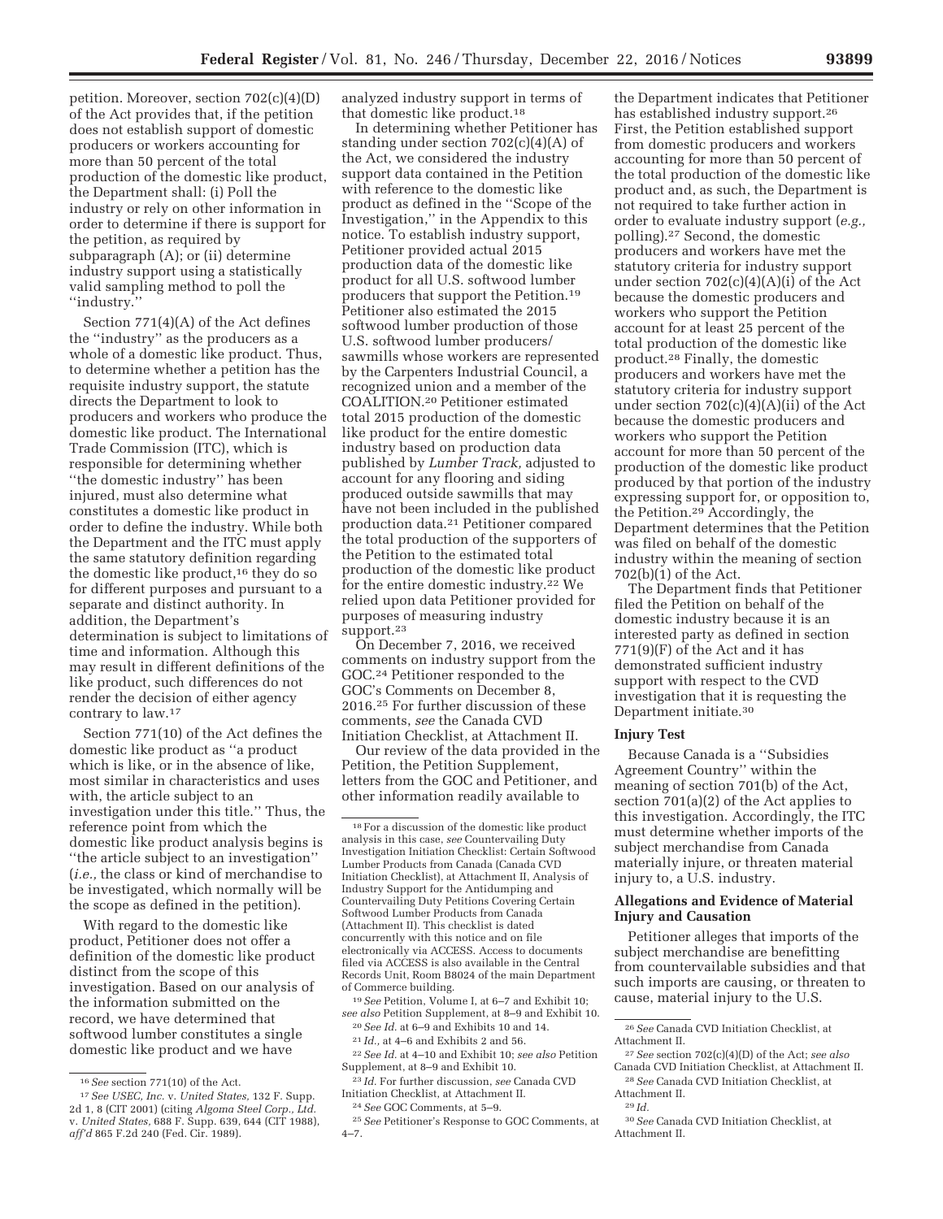petition. Moreover, section 702(c)(4)(D) of the Act provides that, if the petition does not establish support of domestic producers or workers accounting for more than 50 percent of the total production of the domestic like product, the Department shall: (i) Poll the industry or rely on other information in order to determine if there is support for the petition, as required by subparagraph (A); or (ii) determine industry support using a statistically valid sampling method to poll the ''industry.''

Section 771(4)(A) of the Act defines the ''industry'' as the producers as a whole of a domestic like product. Thus, to determine whether a petition has the requisite industry support, the statute directs the Department to look to producers and workers who produce the domestic like product. The International Trade Commission (ITC), which is responsible for determining whether ''the domestic industry'' has been injured, must also determine what constitutes a domestic like product in order to define the industry. While both the Department and the ITC must apply the same statutory definition regarding the domestic like product,[16] they do so for different purposes and pursuant to a separate and distinct authority. In addition, the Department's determination is subject to limitations of time and information. Although this may result in different definitions of the like product, such differences do not render the decision of either agency contrary to law.[17]

Section 771(10) of the Act defines the domestic like product as ''a product which is like, or in the absence of like, most similar in characteristics and uses with, the article subject to an investigation under this title.'' Thus, the reference point from which the domestic like product analysis begins is ''the article subject to an investigation'' (*i.e.,* the class or kind of merchandise to be investigated, which normally will be the scope as defined in the petition).

With regard to the domestic like product, Petitioner does not offer a definition of the domestic like product distinct from the scope of this investigation. Based on our analysis of the information submitted on the record, we have determined that softwood lumber constitutes a single domestic like product and we have analyzed industry support in terms of that domestic like product.[18]

In determining whether Petitioner has standing under section 702(c)(4)(A) of the Act, we considered the industry support data contained in the Petition with reference to the domestic like product as defined in the ''Scope of the Investigation,'' in the Appendix to this notice. To establish industry support, Petitioner provided actual 2015 production data of the domestic like product for all U.S. softwood lumber producers that support the Petition.[19] Petitioner also estimated the 2015 softwood lumber production of those U.S. softwood lumber producers/sawmills whose workers are represented by the Carpenters Industrial Council, a recognized union and a member of the COALITION.[20] Petitioner estimated total 2015 production of the domestic like product for the entire domestic industry based on production data published by *Lumber Track,* adjusted to account for any flooring and siding produced outside sawmills that may have not been included in the published production data.[21] Petitioner compared the total production of the supporters of the Petition to the estimated total production of the domestic like product for the entire domestic industry.[22] We relied upon data Petitioner provided for purposes of measuring industry support.[23]

On December 7, 2016, we received comments on industry support from the GOC.[24] Petitioner responded to the GOC's Comments on December 8, 2016.[25] For further discussion of these comments, *see* the Canada CVD Initiation Checklist, at Attachment II.

Our review of the data provided in the Petition, the Petition Supplement, letters from the GOC and Petitioner, and other information readily available to the Department indicates that Petitioner has established industry support.[26] First, the Petition established support from domestic producers and workers accounting for more than 50 percent of the total production of the domestic like product and, as such, the Department is not required to take further action in order to evaluate industry support (*e.g.,* polling).[27] Second, the domestic producers and workers have met the statutory criteria for industry support under section 702(c)(4)(A)(i) of the Act because the domestic producers and workers who support the Petition account for at least 25 percent of the total production of the domestic like product.[28] Finally, the domestic producers and workers have met the statutory criteria for industry support under section 702(c)(4)(A)(ii) of the Act because the domestic producers and workers who support the Petition account for more than 50 percent of the production of the domestic like product produced by that portion of the industry expressing support for, or opposition to, the Petition.[29] Accordingly, the Department determines that the Petition was filed on behalf of the domestic industry within the meaning of section 702(b)(1) of the Act.

The Department finds that Petitioner filed the Petition on behalf of the domestic industry because it is an interested party as defined in section 771(9)(F) of the Act and it has demonstrated sufficient industry support with respect to the CVD investigation that it is requesting the Department initiate.[30]

**Injury Test**

Because Canada is a ''Subsidies Agreement Country'' within the meaning of section 701(b) of the Act, section 701(a)(2) of the Act applies to this investigation. Accordingly, the ITC must determine whether imports of the subject merchandise from Canada materially injure, or threaten material injury to, a U.S. industry.

**Allegations and Evidence of Material Injury and Causation**

Petitioner alleges that imports of the subject merchandise are benefitting from countervailable subsidies and that such imports are causing, or threaten to cause, material injury to the U.S.

---

[16] *See* section 771(10) of the Act.

[17] *See USEC, Inc.* v. *United States,* 132 F. Supp. 2d 1, 8 (CIT 2001) (citing *Algoma Steel Corp., Ltd.* v. *United States,* 688 F. Supp. 639, 644 (CIT 1988), *aff'd* 865 F.2d 240 (Fed. Cir. 1989).

[18] For a discussion of the domestic like product analysis in this case, *see* Countervailing Duty Investigation Initiation Checklist: Certain Softwood Lumber Products from Canada (Canada CVD Initiation Checklist), at Attachment II, Analysis of Industry Support for the Antidumping and Countervailing Duty Petitions Covering Certain Softwood Lumber Products from Canada (Attachment II). This checklist is dated concurrently with this notice and on file electronically via ACCESS. Access to documents filed via ACCESS is also available in the Central Records Unit, Room B8024 of the main Department of Commerce building.

[19] *See* Petition, Volume I, at 6–7 and Exhibit 10; *see also* Petition Supplement, at 8–9 and Exhibit 10.

[20] *See Id.* at 6–9 and Exhibits 10 and 14.

[21] *Id.,* at 4–6 and Exhibits 2 and 56.

[22] *See Id.* at 4–10 and Exhibit 10; *see also* Petition Supplement, at 8–9 and Exhibit 10.

[23] *Id.* For further discussion, *see* Canada CVD Initiation Checklist, at Attachment II.

[24] *See* GOC Comments, at 5–9.

[25] *See* Petitioner's Response to GOC Comments, at 4–7.

[26] *See* Canada CVD Initiation Checklist, at Attachment II.

[27] *See* section 702(c)(4)(D) of the Act; *see also* Canada CVD Initiation Checklist, at Attachment II.

[28] *See* Canada CVD Initiation Checklist, at Attachment II.

[29] *Id.*

[30] *See* Canada CVD Initiation Checklist, at Attachment II.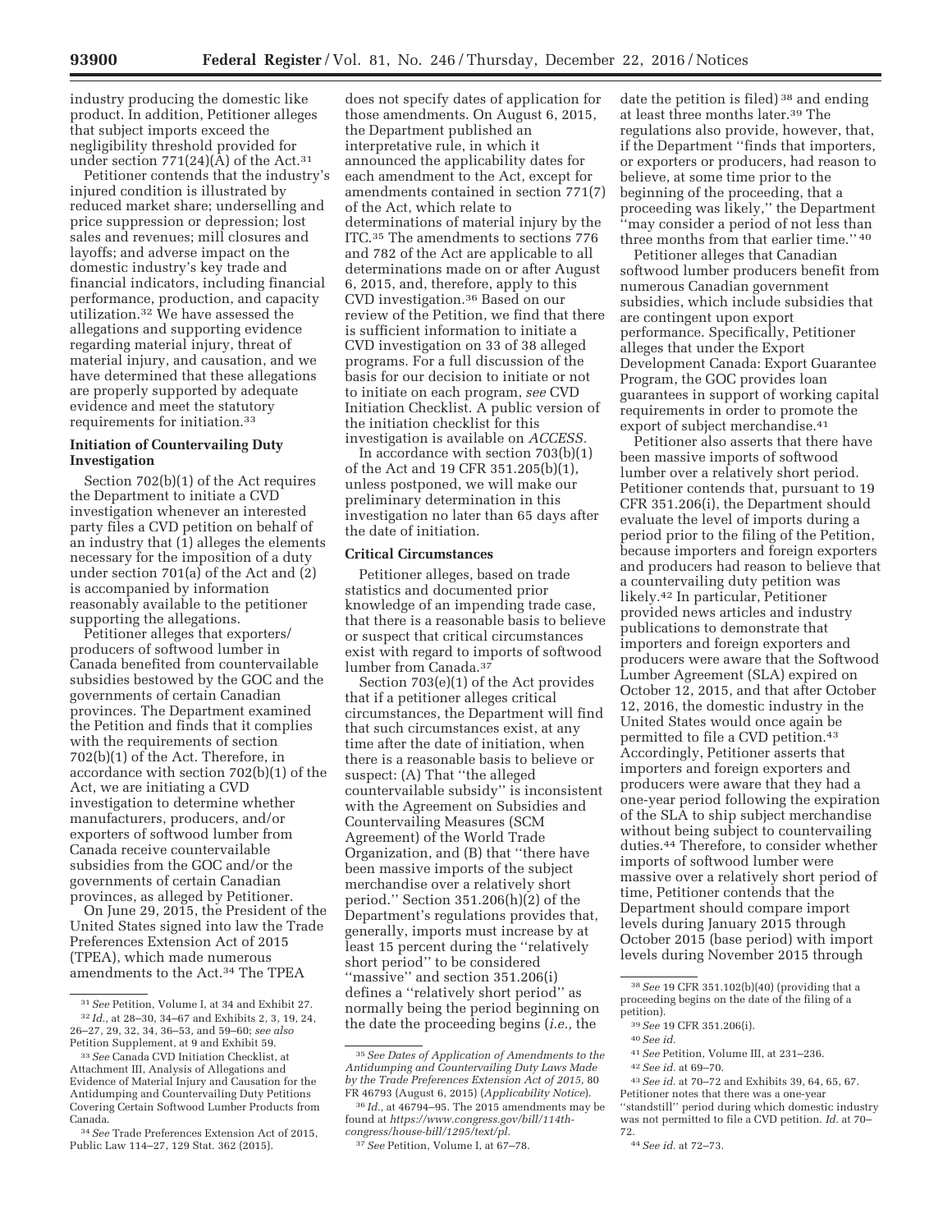industry producing the domestic like product. In addition, Petitioner alleges that subject imports exceed the negligibility threshold provided for under section 771(24)(A) of the Act.[31]

Petitioner contends that the industry's injured condition is illustrated by reduced market share; underselling and price suppression or depression; lost sales and revenues; mill closures and layoffs; and adverse impact on the domestic industry's key trade and financial indicators, including financial performance, production, and capacity utilization.[32] We have assessed the allegations and supporting evidence regarding material injury, threat of material injury, and causation, and we have determined that these allegations are properly supported by adequate evidence and meet the statutory requirements for initiation.[33]

### Initiation of Countervailing Duty Investigation

Section 702(b)(1) of the Act requires the Department to initiate a CVD investigation whenever an interested party files a CVD petition on behalf of an industry that (1) alleges the elements necessary for the imposition of a duty under section 701(a) of the Act and (2) is accompanied by information reasonably available to the petitioner supporting the allegations.

Petitioner alleges that exporters/producers of softwood lumber in Canada benefited from countervailable subsidies bestowed by the GOC and the governments of certain Canadian provinces. The Department examined the Petition and finds that it complies with the requirements of section 702(b)(1) of the Act. Therefore, in accordance with section 702(b)(1) of the Act, we are initiating a CVD investigation to determine whether manufacturers, producers, and/or exporters of softwood lumber from Canada receive countervailable subsidies from the GOC and/or the governments of certain Canadian provinces, as alleged by Petitioner.

On June 29, 2015, the President of the United States signed into law the Trade Preferences Extension Act of 2015 (TPEA), which made numerous amendments to the Act.[34] The TPEA does not specify dates of application for those amendments. On August 6, 2015, the Department published an interpretative rule, in which it announced the applicability dates for each amendment to the Act, except for amendments contained in section 771(7) of the Act, which relate to determinations of material injury by the ITC.[35] The amendments to sections 776 and 782 of the Act are applicable to all determinations made on or after August 6, 2015, and, therefore, apply to this CVD investigation.[36] Based on our review of the Petition, we find that there is sufficient information to initiate a CVD investigation on 33 of 38 alleged programs. For a full discussion of the basis for our decision to initiate or not to initiate on each program, *see* CVD Initiation Checklist. A public version of the initiation checklist for this investigation is available on *ACCESS*.

In accordance with section 703(b)(1) of the Act and 19 CFR 351.205(b)(1), unless postponed, we will make our preliminary determination in this investigation no later than 65 days after the date of initiation.

### Critical Circumstances

Petitioner alleges, based on trade statistics and documented prior knowledge of an impending trade case, that there is a reasonable basis to believe or suspect that critical circumstances exist with regard to imports of softwood lumber from Canada.[37]

Section 703(e)(1) of the Act provides that if a petitioner alleges critical circumstances, the Department will find that such circumstances exist, at any time after the date of initiation, when there is a reasonable basis to believe or suspect: (A) That "the alleged countervailable subsidy" is inconsistent with the Agreement on Subsidies and Countervailing Measures (SCM Agreement) of the World Trade Organization, and (B) that "there have been massive imports of the subject merchandise over a relatively short period." Section 351.206(h)(2) of the Department's regulations provides that, generally, imports must increase by at least 15 percent during the "relatively short period" to be considered "massive" and section 351.206(i) defines a "relatively short period" as normally being the period beginning on the date the proceeding begins (*i.e.,* the date the petition is filed)[38] and ending at least three months later.[39] The regulations also provide, however, that, if the Department "finds that importers, or exporters or producers, had reason to believe, at some time prior to the beginning of the proceeding, that a proceeding was likely," the Department "may consider a period of not less than three months from that earlier time."[40]

Petitioner alleges that Canadian softwood lumber producers benefit from numerous Canadian government subsidies, which include subsidies that are contingent upon export performance. Specifically, Petitioner alleges that under the Export Development Canada: Export Guarantee Program, the GOC provides loan guarantees in support of working capital requirements in order to promote the export of subject merchandise.[41]

Petitioner also asserts that there have been massive imports of softwood lumber over a relatively short period. Petitioner contends that, pursuant to 19 CFR 351.206(i), the Department should evaluate the level of imports during a period prior to the filing of the Petition, because importers and foreign exporters and producers had reason to believe that a countervailing duty petition was likely.[42] In particular, Petitioner provided news articles and industry publications to demonstrate that importers and foreign exporters and producers were aware that the Softwood Lumber Agreement (SLA) expired on October 12, 2015, and that after October 12, 2016, the domestic industry in the United States would once again be permitted to file a CVD petition.[43] Accordingly, Petitioner asserts that importers and foreign exporters and producers were aware that they had a one-year period following the expiration of the SLA to ship subject merchandise without being subject to countervailing duties.[44] Therefore, to consider whether imports of softwood lumber were massive over a relatively short period of time, Petitioner contends that the Department should compare import levels during January 2015 through October 2015 (base period) with import levels during November 2015 through

---

[31] *See* Petition, Volume I, at 34 and Exhibit 27.

[32] *Id.*, at 28–30, 34–67 and Exhibits 2, 3, 19, 24, 26–27, 29, 32, 34, 36–53, and 59–60; *see also* Petition Supplement, at 9 and Exhibit 59.

[33] *See* Canada CVD Initiation Checklist, at Attachment III, Analysis of Allegations and Evidence of Material Injury and Causation for the Antidumping and Countervailing Duty Petitions Covering Certain Softwood Lumber Products from Canada.

[34] *See* Trade Preferences Extension Act of 2015, Public Law 114–27, 129 Stat. 362 (2015).

[35] *See Dates of Application of Amendments to the Antidumping and Countervailing Duty Laws Made by the Trade Preferences Extension Act of 2015,* 80 FR 46793 (August 6, 2015) (*Applicability Notice*).

[36] *Id.,* at 46794–95. The 2015 amendments may be found at *https://www.congress.gov/bill/114th-congress/house-bill/1295/text/pl.*

[37] *See* Petition, Volume I, at 67–78.

[38] *See* 19 CFR 351.102(b)(40) (providing that a proceeding begins on the date of the filing of a petition).

[39] *See* 19 CFR 351.206(i).

[40] *See id.*

[41] *See* Petition, Volume III, at 231–236.

[42] *See id.* at 69–70.

[43] *See id.* at 70–72 and Exhibits 39, 64, 65, 67. Petitioner notes that there was a one-year "standstill" period during which domestic industry was not permitted to file a CVD petition. *Id.* at 70–72.

[44] *See id.* at 72–73.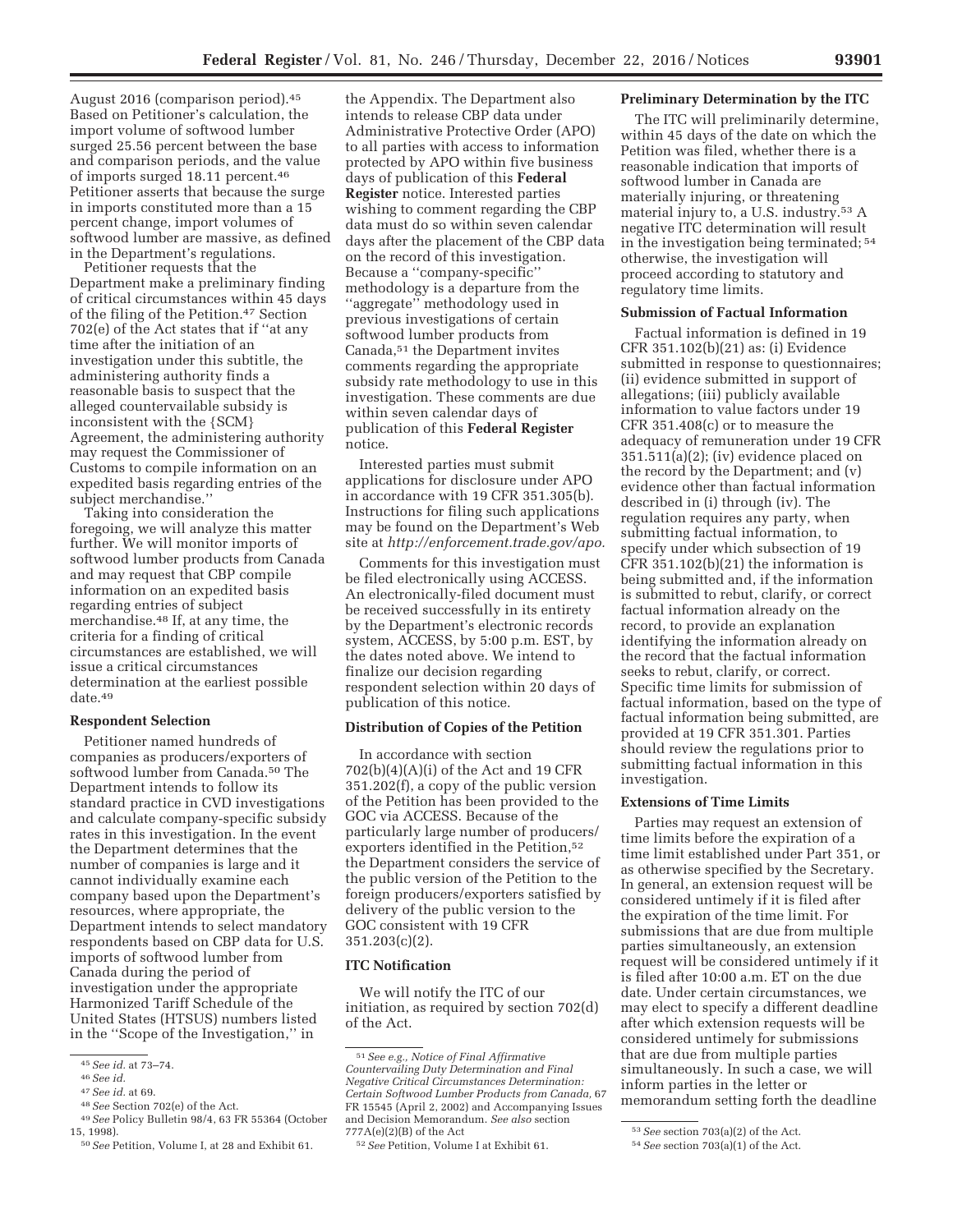August 2016 (comparison period).[45] Based on Petitioner's calculation, the import volume of softwood lumber surged 25.56 percent between the base and comparison periods, and the value of imports surged 18.11 percent.[46] Petitioner asserts that because the surge in imports constituted more than a 15 percent change, import volumes of softwood lumber are massive, as defined in the Department's regulations.

Petitioner requests that the Department make a preliminary finding of critical circumstances within 45 days of the filing of the Petition.[47] Section 702(e) of the Act states that if ''at any time after the initiation of an investigation under this subtitle, the administering authority finds a reasonable basis to suspect that the alleged countervailable subsidy is inconsistent with the {SCM} Agreement, the administering authority may request the Commissioner of Customs to compile information on an expedited basis regarding entries of the subject merchandise.''

Taking into consideration the foregoing, we will analyze this matter further. We will monitor imports of softwood lumber products from Canada and may request that CBP compile information on an expedited basis regarding entries of subject merchandise.[48] If, at any time, the criteria for a finding of critical circumstances are established, we will issue a critical circumstances determination at the earliest possible date.[49]

### Respondent Selection

Petitioner named hundreds of companies as producers/exporters of softwood lumber from Canada.[50] The Department intends to follow its standard practice in CVD investigations and calculate company-specific subsidy rates in this investigation. In the event the Department determines that the number of companies is large and it cannot individually examine each company based upon the Department's resources, where appropriate, the Department intends to select mandatory respondents based on CBP data for U.S. imports of softwood lumber from Canada during the period of investigation under the appropriate Harmonized Tariff Schedule of the United States (HTSUS) numbers listed in the ''Scope of the Investigation,'' in the Appendix. The Department also intends to release CBP data under Administrative Protective Order (APO) to all parties with access to information protected by APO within five business days of publication of this **Federal Register** notice. Interested parties wishing to comment regarding the CBP data must do so within seven calendar days after the placement of the CBP data on the record of this investigation. Because a ''company-specific'' methodology is a departure from the ''aggregate'' methodology used in previous investigations of certain softwood lumber products from Canada,[51] the Department invites comments regarding the appropriate subsidy rate methodology to use in this investigation. These comments are due within seven calendar days of publication of this **Federal Register** notice.

Interested parties must submit applications for disclosure under APO in accordance with 19 CFR 351.305(b). Instructions for filing such applications may be found on the Department's Web site at *http://enforcement.trade.gov/apo.*

Comments for this investigation must be filed electronically using ACCESS. An electronically-filed document must be received successfully in its entirety by the Department's electronic records system, ACCESS, by 5:00 p.m. EST, by the dates noted above. We intend to finalize our decision regarding respondent selection within 20 days of publication of this notice.

### Distribution of Copies of the Petition

In accordance with section 702(b)(4)(A)(i) of the Act and 19 CFR 351.202(f), a copy of the public version of the Petition has been provided to the GOC via ACCESS. Because of the particularly large number of producers/exporters identified in the Petition,[52] the Department considers the service of the public version of the Petition to the foreign producers/exporters satisfied by delivery of the public version to the GOC consistent with 19 CFR 351.203(c)(2).

### ITC Notification

We will notify the ITC of our initiation, as required by section 702(d) of the Act.

### Preliminary Determination by the ITC

The ITC will preliminarily determine, within 45 days of the date on which the Petition was filed, whether there is a reasonable indication that imports of softwood lumber in Canada are materially injuring, or threatening material injury to, a U.S. industry.[53] A negative ITC determination will result in the investigation being terminated;[54] otherwise, the investigation will proceed according to statutory and regulatory time limits.

### Submission of Factual Information

Factual information is defined in 19 CFR 351.102(b)(21) as: (i) Evidence submitted in response to questionnaires; (ii) evidence submitted in support of allegations; (iii) publicly available information to value factors under 19 CFR 351.408(c) or to measure the adequacy of remuneration under 19 CFR 351.511(a)(2); (iv) evidence placed on the record by the Department; and (v) evidence other than factual information described in (i) through (iv). The regulation requires any party, when submitting factual information, to specify under which subsection of 19 CFR 351.102(b)(21) the information is being submitted and, if the information is submitted to rebut, clarify, or correct factual information already on the record, to provide an explanation identifying the information already on the record that the factual information seeks to rebut, clarify, or correct. Specific time limits for submission of factual information, based on the type of factual information being submitted, are provided at 19 CFR 351.301. Parties should review the regulations prior to submitting factual information in this investigation.

### Extensions of Time Limits

Parties may request an extension of time limits before the expiration of a time limit established under Part 351, or as otherwise specified by the Secretary. In general, an extension request will be considered untimely if it is filed after the expiration of the time limit. For submissions that are due from multiple parties simultaneously, an extension request will be considered untimely if it is filed after 10:00 a.m. ET on the due date. Under certain circumstances, we may elect to specify a different deadline after which extension requests will be considered untimely for submissions that are due from multiple parties simultaneously. In such a case, we will inform parties in the letter or memorandum setting forth the deadline

---

[45] *See id.* at 73–74.

[46] *See id.*

[47] *See id.* at 69.

[48] *See* Section 702(e) of the Act.

[49] *See* Policy Bulletin 98/4, 63 FR 55364 (October 15, 1998).

[50] *See* Petition, Volume I, at 28 and Exhibit 61.

[51] *See e.g., Notice of Final Affirmative Countervailing Duty Determination and Final Negative Critical Circumstances Determination: Certain Softwood Lumber Products from Canada,* 67 FR 15545 (April 2, 2002) and Accompanying Issues and Decision Memorandum. *See also* section 777A(e)(2)(B) of the Act

[52] *See* Petition, Volume I at Exhibit 61.

[53] *See* section 703(a)(2) of the Act.

[54] *See* section 703(a)(1) of the Act.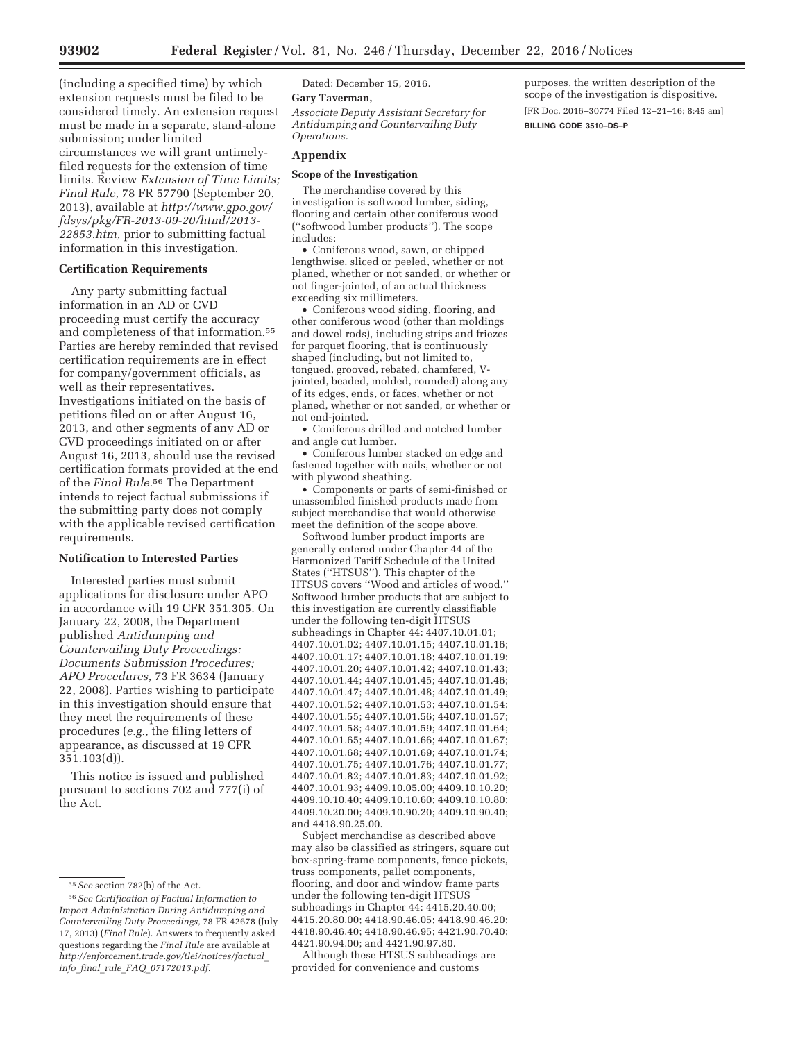(including a specified time) by which extension requests must be filed to be considered timely. An extension request must be made in a separate, stand-alone submission; under limited circumstances we will grant untimely-filed requests for the extension of time limits. Review *Extension of Time Limits; Final Rule,* 78 FR 57790 (September 20, 2013), available at *http://www.gpo.gov/fdsys/pkg/FR-2013-09-20/html/2013-22853.htm,* prior to submitting factual information in this investigation.

**Certification Requirements**

Any party submitting factual information in an AD or CVD proceeding must certify the accuracy and completeness of that information.[55] Parties are hereby reminded that revised certification requirements are in effect for company/government officials, as well as their representatives. Investigations initiated on the basis of petitions filed on or after August 16, 2013, and other segments of any AD or CVD proceedings initiated on or after August 16, 2013, should use the revised certification formats provided at the end of the *Final Rule.*[56] The Department intends to reject factual submissions if the submitting party does not comply with the applicable revised certification requirements.

**Notification to Interested Parties**

Interested parties must submit applications for disclosure under APO in accordance with 19 CFR 351.305. On January 22, 2008, the Department published *Antidumping and Countervailing Duty Proceedings: Documents Submission Procedures; APO Procedures,* 73 FR 3634 (January 22, 2008). Parties wishing to participate in this investigation should ensure that they meet the requirements of these procedures (*e.g.,* the filing letters of appearance, as discussed at 19 CFR 351.103(d)).

This notice is issued and published pursuant to sections 702 and 777(i) of the Act.

Dated: December 15, 2016.

**Gary Taverman,**

*Associate Deputy Assistant Secretary for Antidumping and Countervailing Duty Operations.*

## Appendix

**Scope of the Investigation**

The merchandise covered by this investigation is softwood lumber, siding, flooring and certain other coniferous wood (''softwood lumber products''). The scope includes:

- Coniferous wood, sawn, or chipped lengthwise, sliced or peeled, whether or not planed, whether or not sanded, or whether or not finger-jointed, of an actual thickness exceeding six millimeters.
- Coniferous wood siding, flooring, and other coniferous wood (other than moldings and dowel rods), including strips and friezes for parquet flooring, that is continuously shaped (including, but not limited to, tongued, grooved, rebated, chamfered, V-jointed, beaded, molded, rounded) along any of its edges, ends, or faces, whether or not planed, whether or not sanded, or whether or not end-jointed.
- Coniferous drilled and notched lumber and angle cut lumber.
- Coniferous lumber stacked on edge and fastened together with nails, whether or not with plywood sheathing.
- Components or parts of semi-finished or unassembled finished products made from subject merchandise that would otherwise meet the definition of the scope above.

Softwood lumber product imports are generally entered under Chapter 44 of the Harmonized Tariff Schedule of the United States (''HTSUS''). This chapter of the HTSUS covers ''Wood and articles of wood.'' Softwood lumber products that are subject to this investigation are currently classifiable under the following ten-digit HTSUS subheadings in Chapter 44: 4407.10.01.01; 4407.10.01.02; 4407.10.01.15; 4407.10.01.16; 4407.10.01.17; 4407.10.01.18; 4407.10.01.19; 4407.10.01.20; 4407.10.01.42; 4407.10.01.43; 4407.10.01.44; 4407.10.01.45; 4407.10.01.46; 4407.10.01.47; 4407.10.01.48; 4407.10.01.49; 4407.10.01.52; 4407.10.01.53; 4407.10.01.54; 4407.10.01.55; 4407.10.01.56; 4407.10.01.57; 4407.10.01.58; 4407.10.01.59; 4407.10.01.64; 4407.10.01.65; 4407.10.01.66; 4407.10.01.67; 4407.10.01.68; 4407.10.01.69; 4407.10.01.74; 4407.10.01.75; 4407.10.01.76; 4407.10.01.77; 4407.10.01.82; 4407.10.01.83; 4407.10.01.92; 4407.10.01.93; 4409.10.05.00; 4409.10.10.20; 4409.10.10.40; 4409.10.10.60; 4409.10.10.80; 4409.10.20.00; 4409.10.90.20; 4409.10.90.40; and 4418.90.25.00.

Subject merchandise as described above may also be classified as stringers, square cut box-spring-frame components, fence pickets, truss components, pallet components, flooring, and door and window frame parts under the following ten-digit HTSUS subheadings in Chapter 44: 4415.20.40.00; 4415.20.80.00; 4418.90.46.05; 4418.90.46.20; 4418.90.46.40; 4418.90.46.95; 4421.90.70.40; 4421.90.94.00; and 4421.90.97.80.

Although these HTSUS subheadings are provided for convenience and customs purposes, the written description of the scope of the investigation is dispositive.

[FR Doc. 2016–30774 Filed 12–21–16; 8:45 am]

**BILLING CODE 3510–DS–P**

---

[55] *See* section 782(b) of the Act.

[56] *See Certification of Factual Information to Import Administration During Antidumping and Countervailing Duty Proceedings,* 78 FR 42678 (July 17, 2013) (*Final Rule*). Answers to frequently asked questions regarding the *Final Rule* are available at *http://enforcement.trade.gov/tlei/notices/factual_info_final_rule_FAQ_07172013.pdf.*